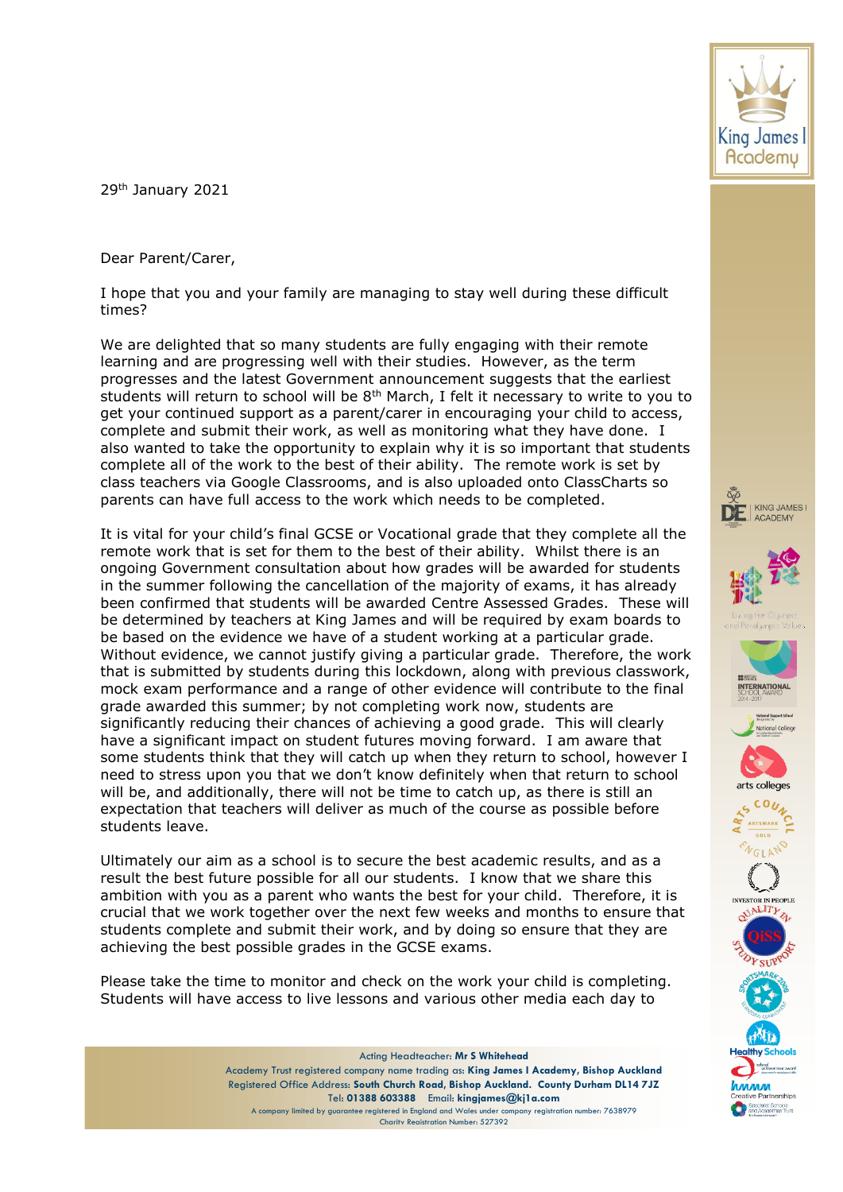29th January 2021

Dear Parent/Carer,

I hope that you and your family are managing to stay well during these difficult times?

We are delighted that so many students are fully engaging with their remote learning and are progressing well with their studies. However, as the term progresses and the latest Government announcement suggests that the earliest students will return to school will be 8th March, I felt it necessary to write to you to get your continued support as a parent/carer in encouraging your child to access, complete and submit their work, as well as monitoring what they have done. I also wanted to take the opportunity to explain why it is so important that students complete all of the work to the best of their ability. The remote work is set by class teachers via Google Classrooms, and is also uploaded onto ClassCharts so parents can have full access to the work which needs to be completed.

It is vital for your child's final GCSE or Vocational grade that they complete all the remote work that is set for them to the best of their ability. Whilst there is an ongoing Government consultation about how grades will be awarded for students in the summer following the cancellation of the majority of exams, it has already been confirmed that students will be awarded Centre Assessed Grades. These will be determined by teachers at King James and will be required by exam boards to be based on the evidence we have of a student working at a particular grade. Without evidence, we cannot justify giving a particular grade. Therefore, the work that is submitted by students during this lockdown, along with previous classwork, mock exam performance and a range of other evidence will contribute to the final grade awarded this summer; by not completing work now, students are significantly reducing their chances of achieving a good grade. This will clearly have a significant impact on student futures moving forward. I am aware that some students think that they will catch up when they return to school, however I need to stress upon you that we don't know definitely when that return to school will be, and additionally, there will not be time to catch up, as there is still an expectation that teachers will deliver as much of the course as possible before students leave.

Ultimately our aim as a school is to secure the best academic results, and as a result the best future possible for all our students. I know that we share this ambition with you as a parent who wants the best for your child. Therefore, it is crucial that we work together over the next few weeks and months to ensure that students complete and submit their work, and by doing so ensure that they are achieving the best possible grades in the GCSE exams.

Please take the time to monitor and check on the work your child is completing. Students will have access to live lessons and various other media each day to

Acting Headteacher: **Mr S Whitehead**
Academy Trust registered company name trading as: **King James I Academy, Bishop Auckland**
Registered Office Address: **South Church Road, Bishop Auckland. County Durham DL14 7JZ**
Tel: **01388 603388** Email: **kingjames@kj1a.com**
A company limited by guarantee registered in England and Wales under company registration number: 7638979
Charity Registration Number: 527392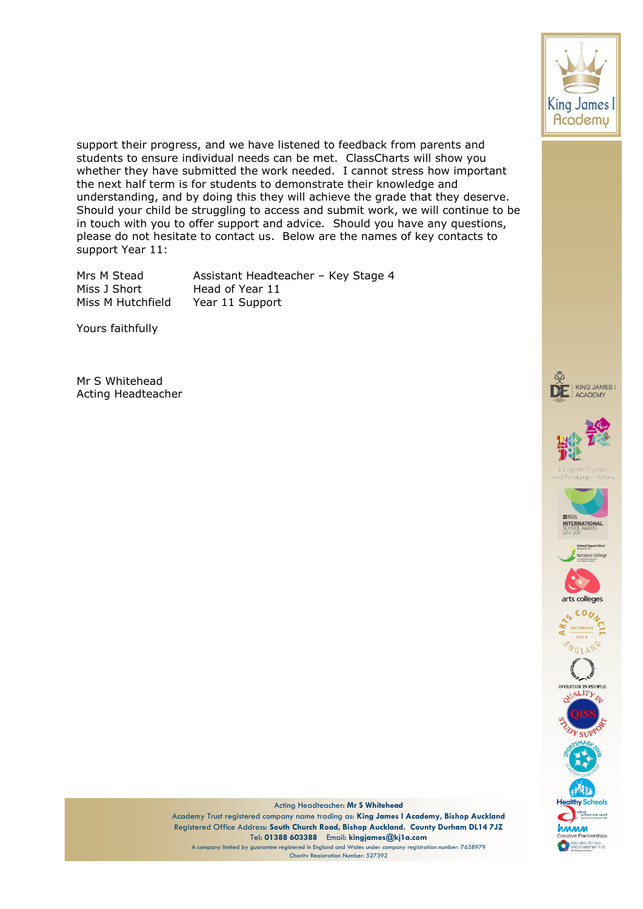support their progress, and we have listened to feedback from parents and students to ensure individual needs can be met. ClassCharts will show you whether they have submitted the work needed. I cannot stress how important the next half term is for students to demonstrate their knowledge and understanding, and by doing this they will achieve the grade that they deserve. Should your child be struggling to access and submit work, we will continue to be in touch with you to offer support and advice. Should you have any questions, please do not hesitate to contact us. Below are the names of key contacts to support Year 11:

| | |
|---|---|
| Mrs M Stead | Assistant Headteacher – Key Stage 4 |
| Miss J Short | Head of Year 11 |
| Miss M Hutchfield | Year 11 Support |

Yours faithfully

Mr S Whitehead
Acting Headteacher

Acting Headteacher: **Mr S Whitehead**
Academy Trust registered company name trading as: **King James I Academy, Bishop Auckland**
Registered Office Address: **South Church Road, Bishop Auckland. County Durham DL14 7JZ**
Tel: **01388 603388** Email: **kingjames@kj1a.com**
A company limited by guarantee registered in England and Wales under company registration number: 7638979
Charity Registration Number: 527392